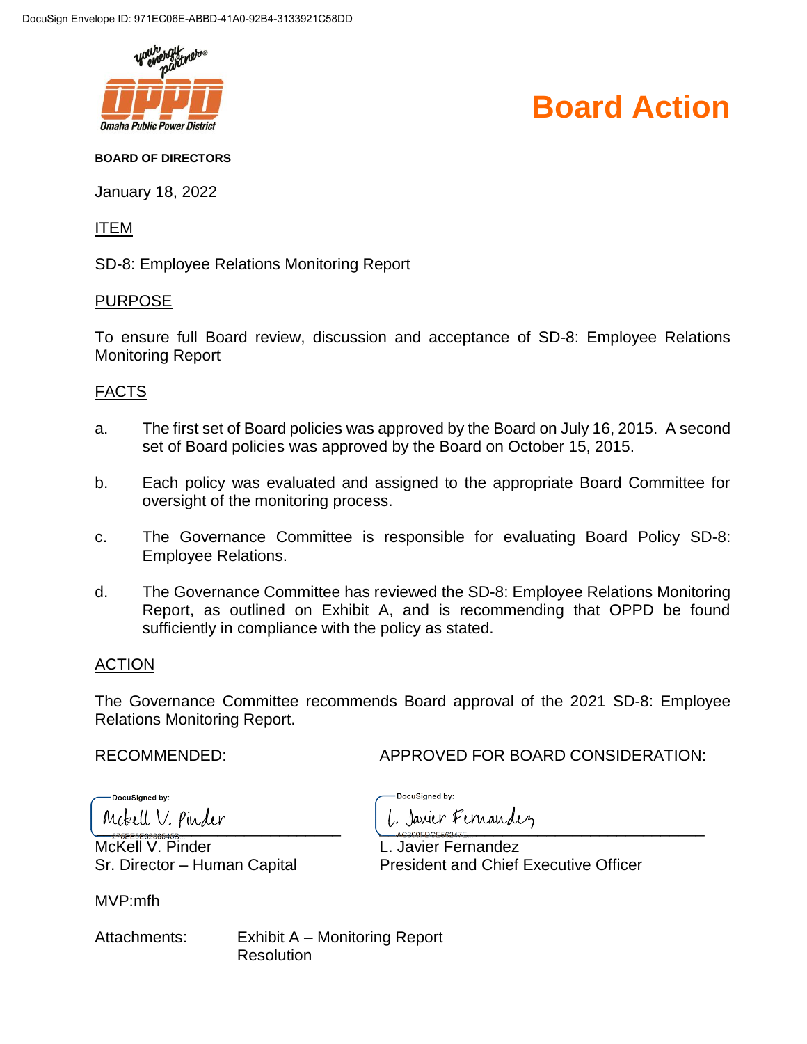DocuSign Envelope ID: 971EC06E-ABBD-41A0-92B4-3133921C58DD

Omaha Public Power District

# Board Action

**BOARD OF DIRECTORS**

January 18, 2022

ITEM

SD-8: Employee Relations Monitoring Report

PURPOSE

To ensure full Board review, discussion and acceptance of SD-8: Employee Relations Monitoring Report

FACTS

a. The first set of Board policies was approved by the Board on July 16, 2015. A second set of Board policies was approved by the Board on October 15, 2015.

b. Each policy was evaluated and assigned to the appropriate Board Committee for oversight of the monitoring process.

c. The Governance Committee is responsible for evaluating Board Policy SD-8: Employee Relations.

d. The Governance Committee has reviewed the SD-8: Employee Relations Monitoring Report, as outlined on Exhibit A, and is recommending that OPPD be found sufficiently in compliance with the policy as stated.

ACTION

The Governance Committee recommends Board approval of the 2021 SD-8: Employee Relations Monitoring Report.

RECOMMENDED:

DocuSigned by:
McKell V. Pinder

McKell V. Pinder
Sr. Director – Human Capital

APPROVED FOR BOARD CONSIDERATION:

DocuSigned by:
L. Javier Fernandez

L. Javier Fernandez
President and Chief Executive Officer

MVP:mfh

Attachments: Exhibit A – Monitoring Report
Resolution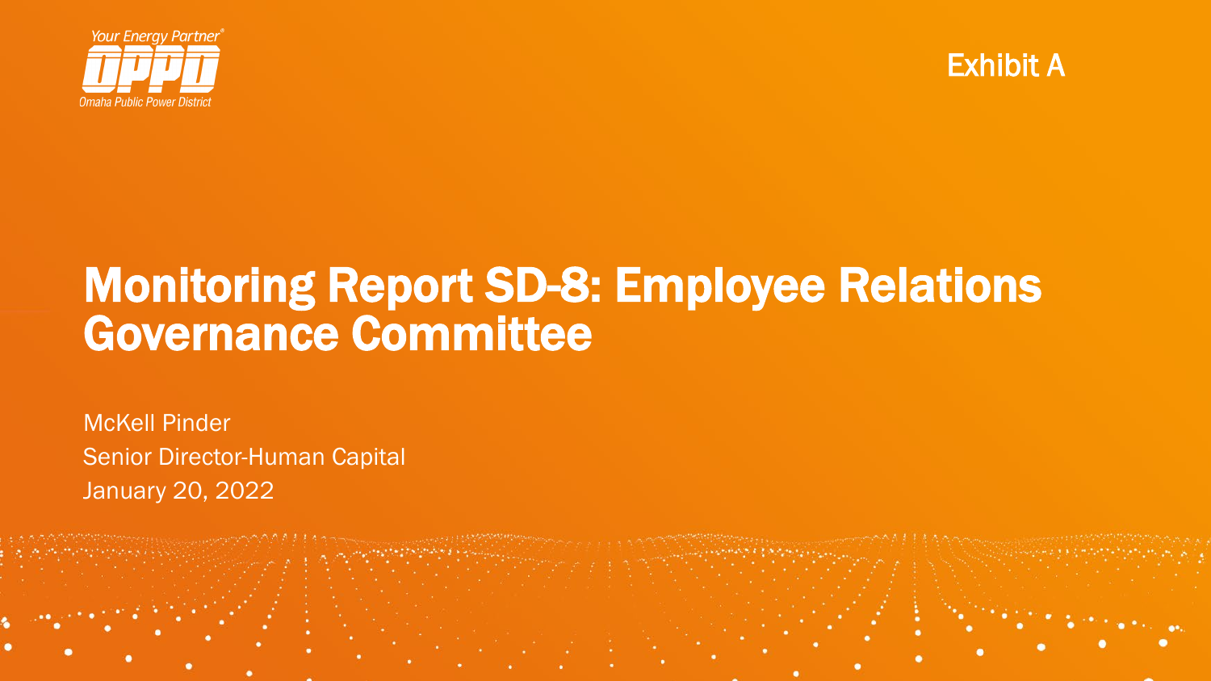Your Energy Partner®

OPPD

Omaha Public Power District

Exhibit A

# Monitoring Report SD-8: Employee Relations Governance Committee

McKell Pinder

Senior Director-Human Capital

January 20, 2022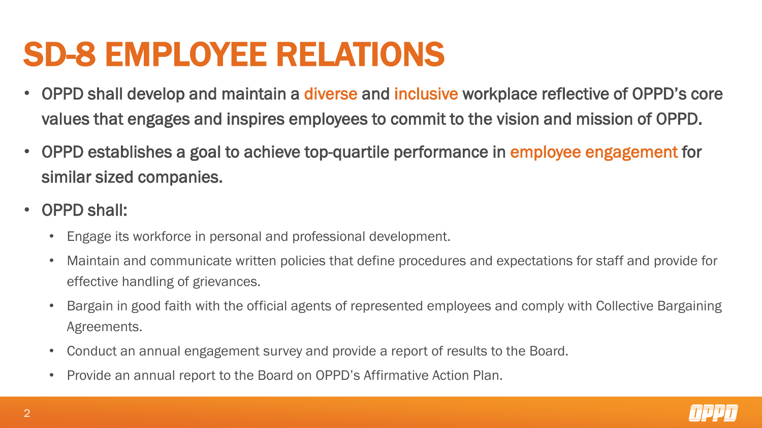# SD-8 EMPLOYEE RELATIONS

- OPPD shall develop and maintain a diverse and inclusive workplace reflective of OPPD's core values that engages and inspires employees to commit to the vision and mission of OPPD.
- OPPD establishes a goal to achieve top-quartile performance in employee engagement for similar sized companies.
- OPPD shall:
  - Engage its workforce in personal and professional development.
  - Maintain and communicate written policies that define procedures and expectations for staff and provide for effective handling of grievances.
  - Bargain in good faith with the official agents of represented employees and comply with Collective Bargaining Agreements.
  - Conduct an annual engagement survey and provide a report of results to the Board.
  - Provide an annual report to the Board on OPPD's Affirmative Action Plan.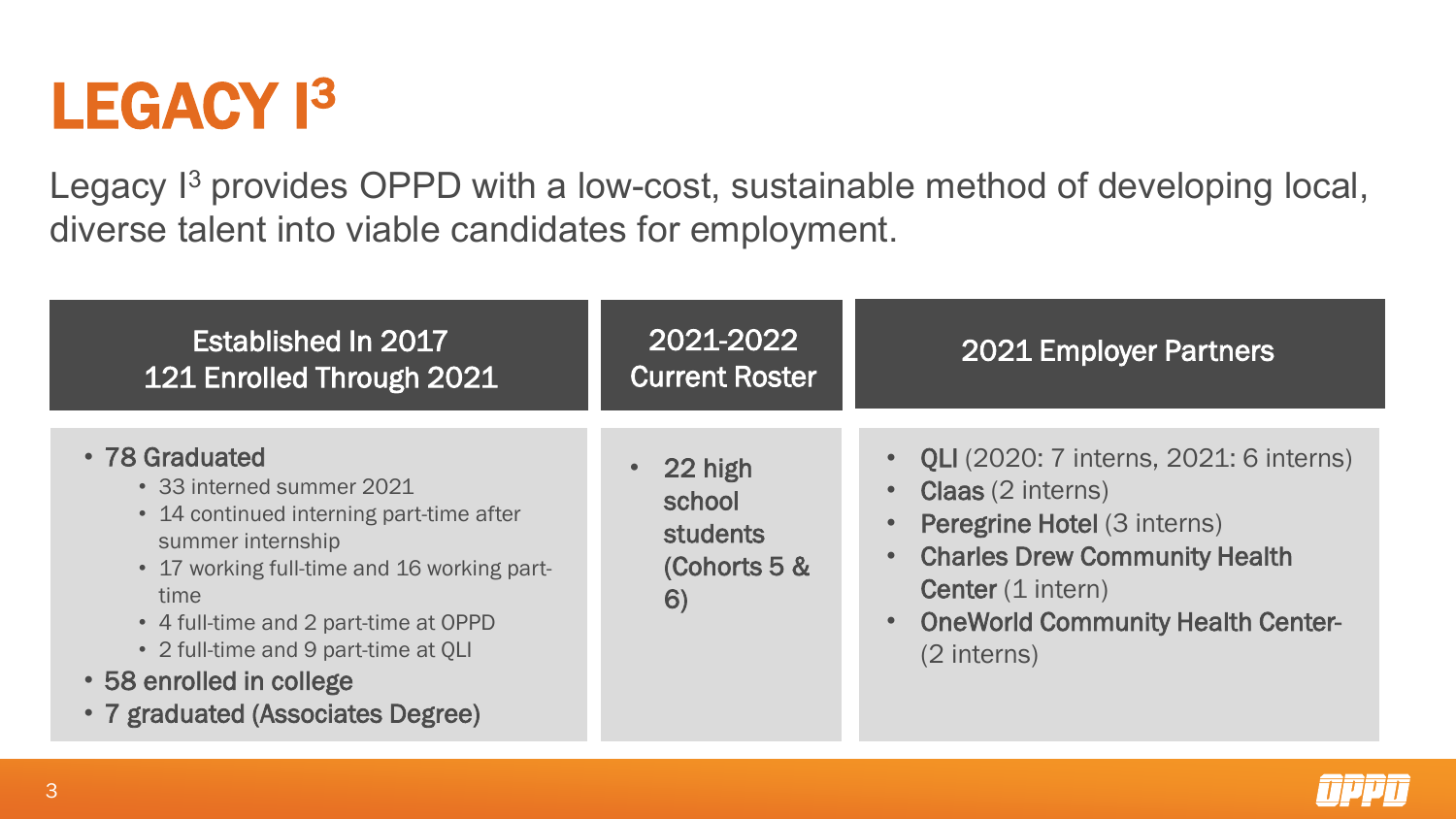# LEGACY I³

Legacy I³ provides OPPD with a low-cost, sustainable method of developing local, diverse talent into viable candidates for employment.

## Established In 2017
## 121 Enrolled Through 2021

- **78 Graduated**
  - 33 interned summer 2021
  - 14 continued interning part-time after summer internship
  - 17 working full-time and 16 working part-time
  - 4 full-time and 2 part-time at OPPD
  - 2 full-time and 9 part-time at QLI
- **58 enrolled in college**
- **7 graduated (Associates Degree)**

## 2021-2022 Current Roster

- **22 high school students (Cohorts 5 & 6)**

## 2021 Employer Partners

- **QLI** (2020: 7 interns, 2021: 6 interns)
- **Claas** (2 interns)
- **Peregrine Hotel** (3 interns)
- **Charles Drew Community Health Center** (1 intern)
- **OneWorld Community Health Center-** (2 interns)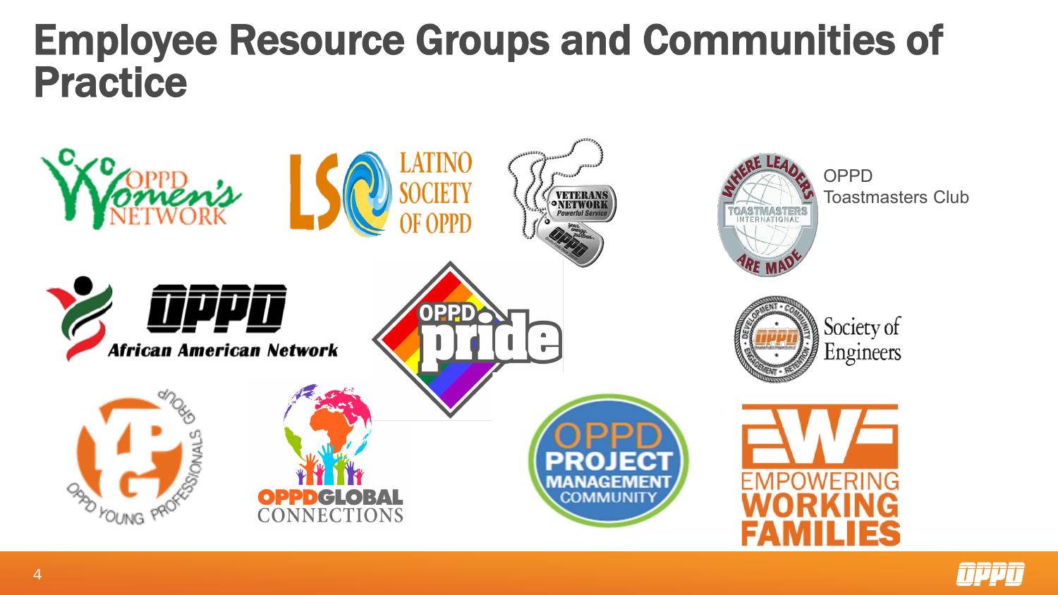# Employee Resource Groups and Communities of Practice

OPPD Women's Network

Latino Society of OPPD

Veterans Network

OPPD Toastmasters Club

OPPD African American Network

OPPD Pride

Society of Engineers

OPPD Young Professionals Group

OPPD Global Connections

OPPD Project Management Community

Empowering Working Families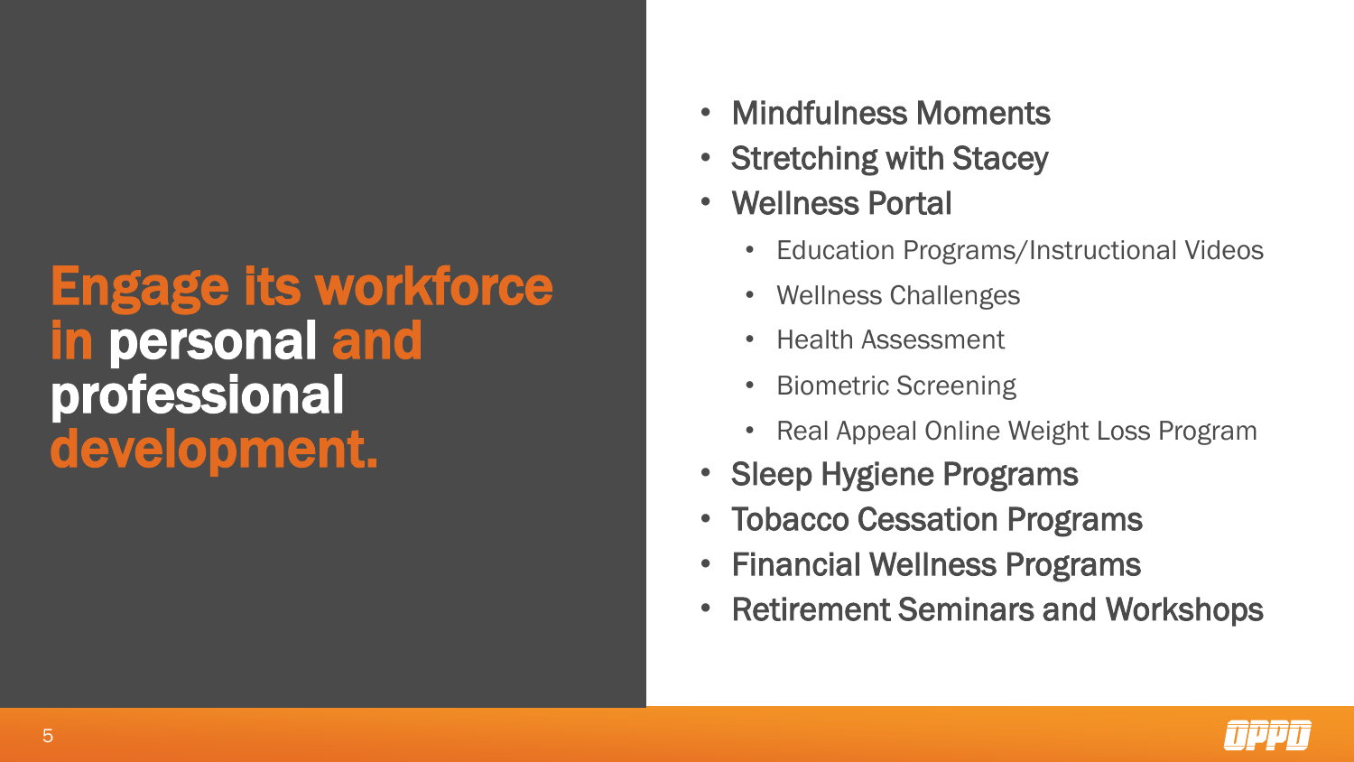# Engage its workforce in personal and professional development.

- Mindfulness Moments
- Stretching with Stacey
- Wellness Portal
  - Education Programs/Instructional Videos
  - Wellness Challenges
  - Health Assessment
  - Biometric Screening
  - Real Appeal Online Weight Loss Program
- Sleep Hygiene Programs
- Tobacco Cessation Programs
- Financial Wellness Programs
- Retirement Seminars and Workshops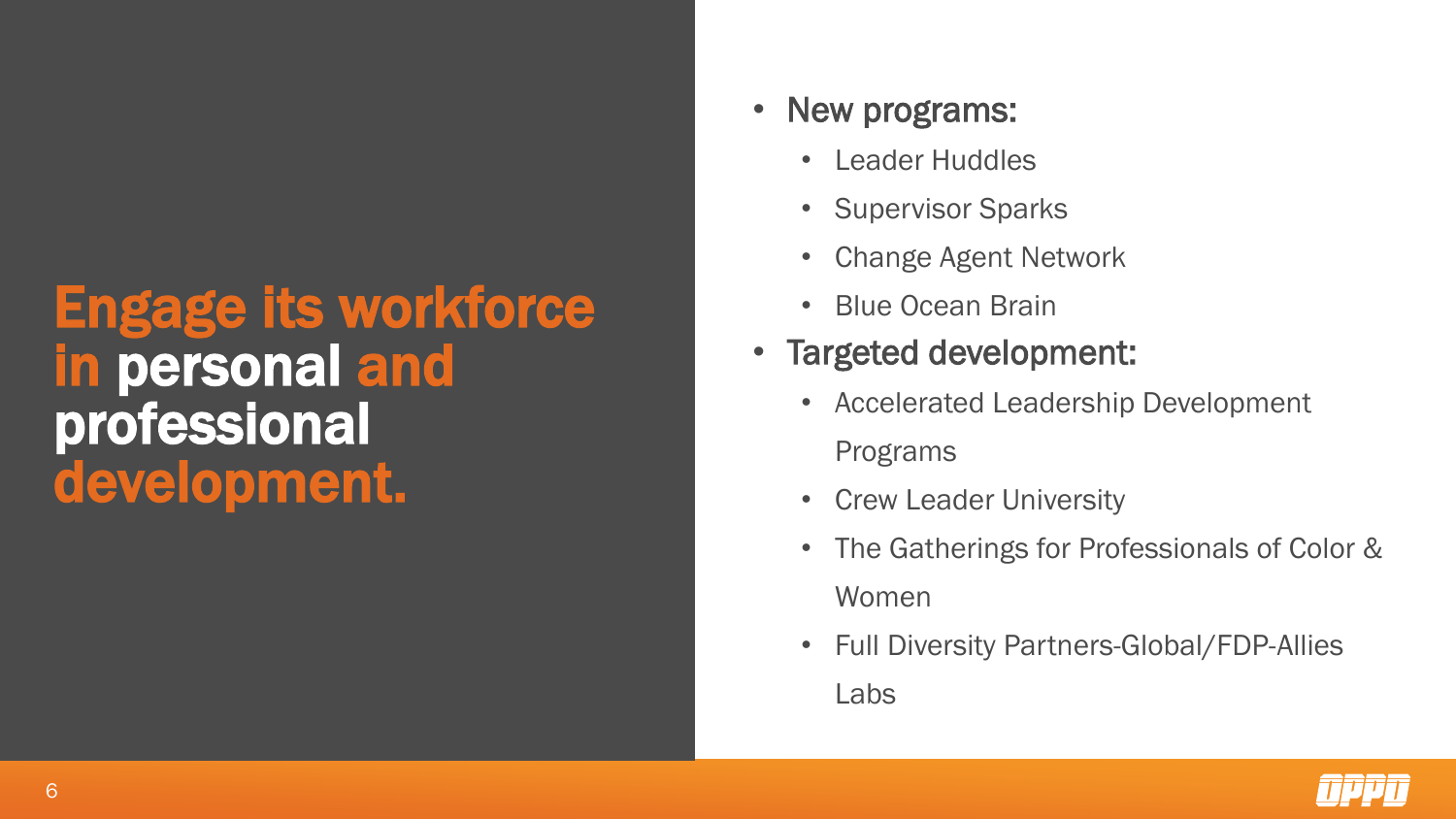# Engage its workforce in personal and professional development.

- New programs:
  - Leader Huddles
  - Supervisor Sparks
  - Change Agent Network
  - Blue Ocean Brain
- Targeted development:
  - Accelerated Leadership Development Programs
  - Crew Leader University
  - The Gatherings for Professionals of Color & Women
  - Full Diversity Partners-Global/FDP-Allies Labs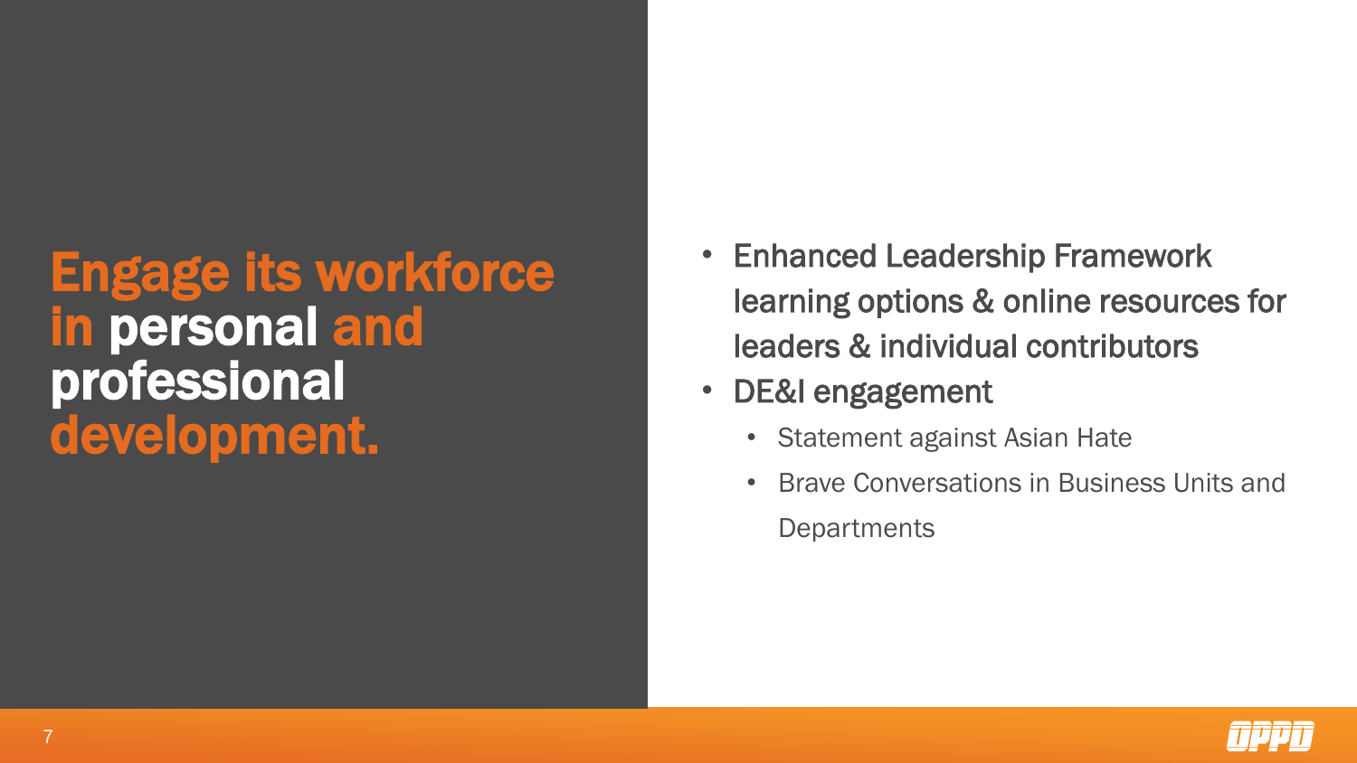# Engage its workforce in personal and professional development.

- Enhanced Leadership Framework learning options & online resources for leaders & individual contributors
- DE&I engagement
  - Statement against Asian Hate
  - Brave Conversations in Business Units and Departments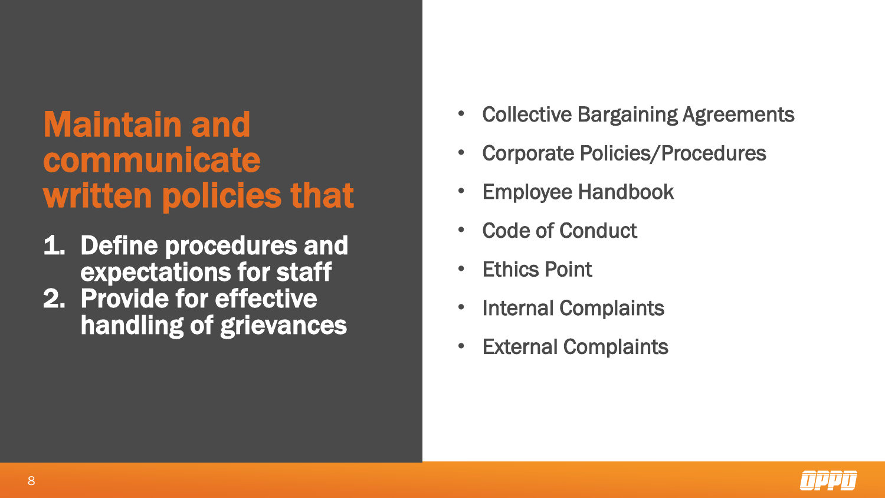# Maintain and communicate written policies that

1. Define procedures and expectations for staff
2. Provide for effective handling of grievances

- Collective Bargaining Agreements
- Corporate Policies/Procedures
- Employee Handbook
- Code of Conduct
- Ethics Point
- Internal Complaints
- External Complaints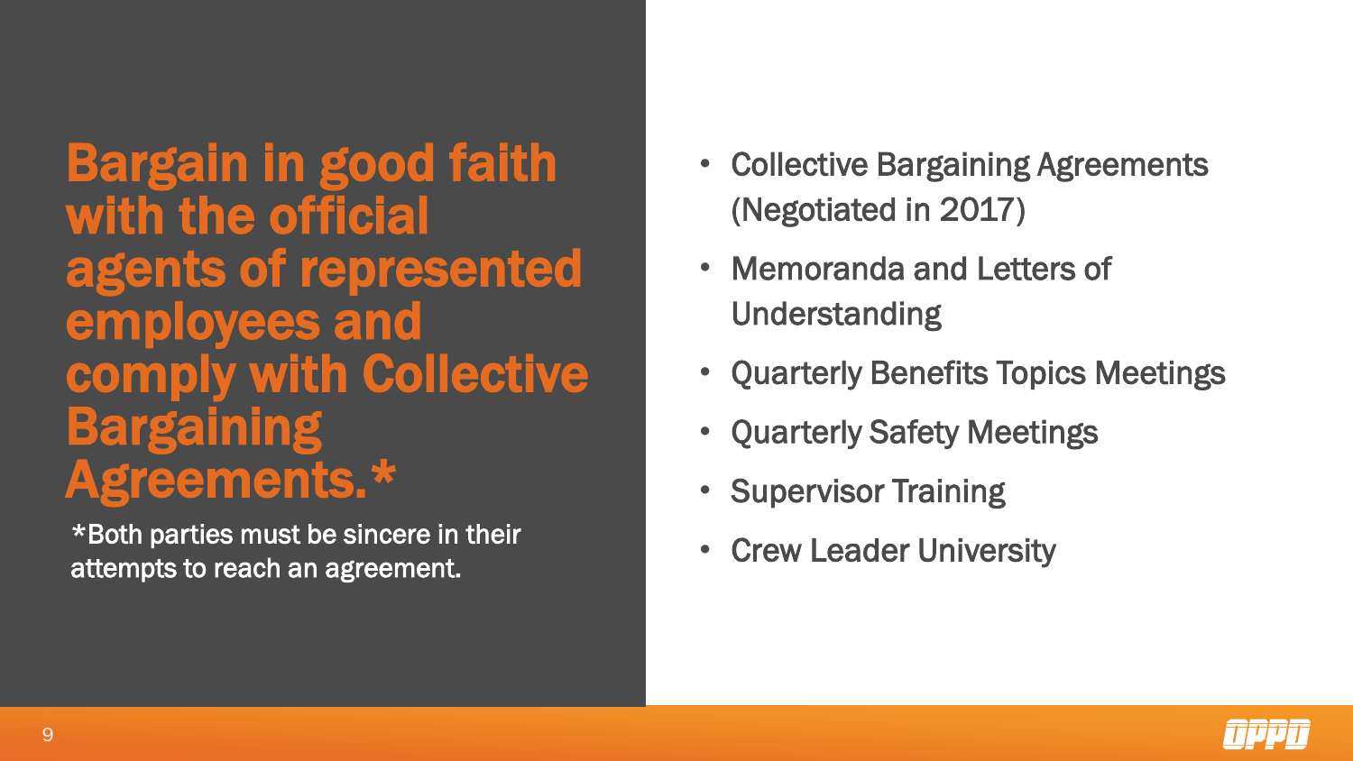# Bargain in good faith with the official agents of represented employees and comply with Collective Bargaining Agreements.*

*Both parties must be sincere in their attempts to reach an agreement.

- Collective Bargaining Agreements (Negotiated in 2017)
- Memoranda and Letters of Understanding
- Quarterly Benefits Topics Meetings
- Quarterly Safety Meetings
- Supervisor Training
- Crew Leader University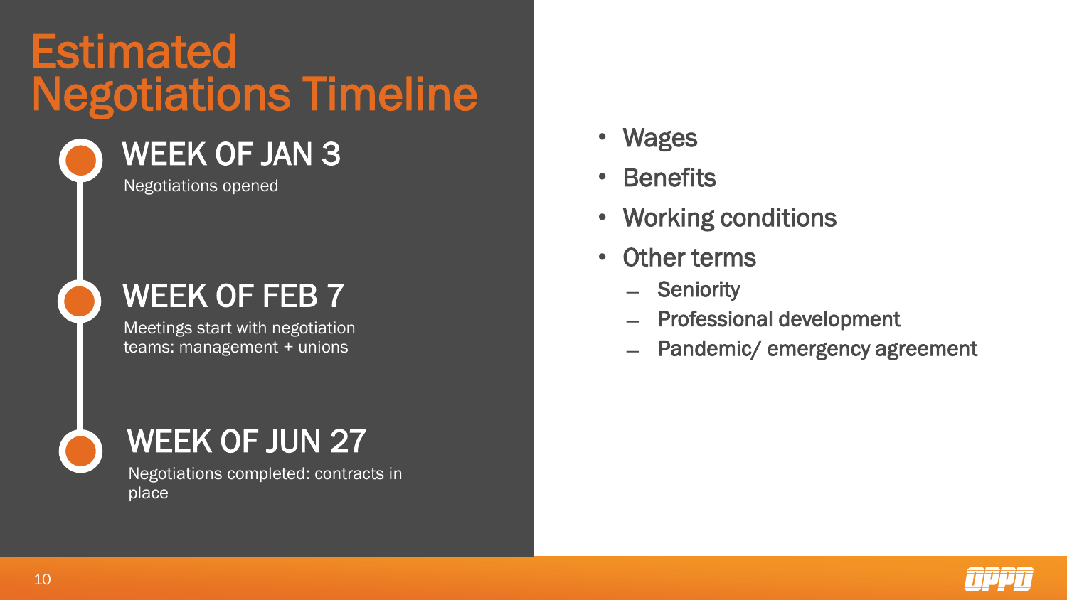# Estimated Negotiations Timeline

### WEEK OF JAN 3

Negotiations opened

### WEEK OF FEB 7

Meetings start with negotiation teams: management + unions

### WEEK OF JUN 27

Negotiations completed: contracts in place

- Wages
- Benefits
- Working conditions
- Other terms
  - Seniority
  - Professional development
  - Pandemic/ emergency agreement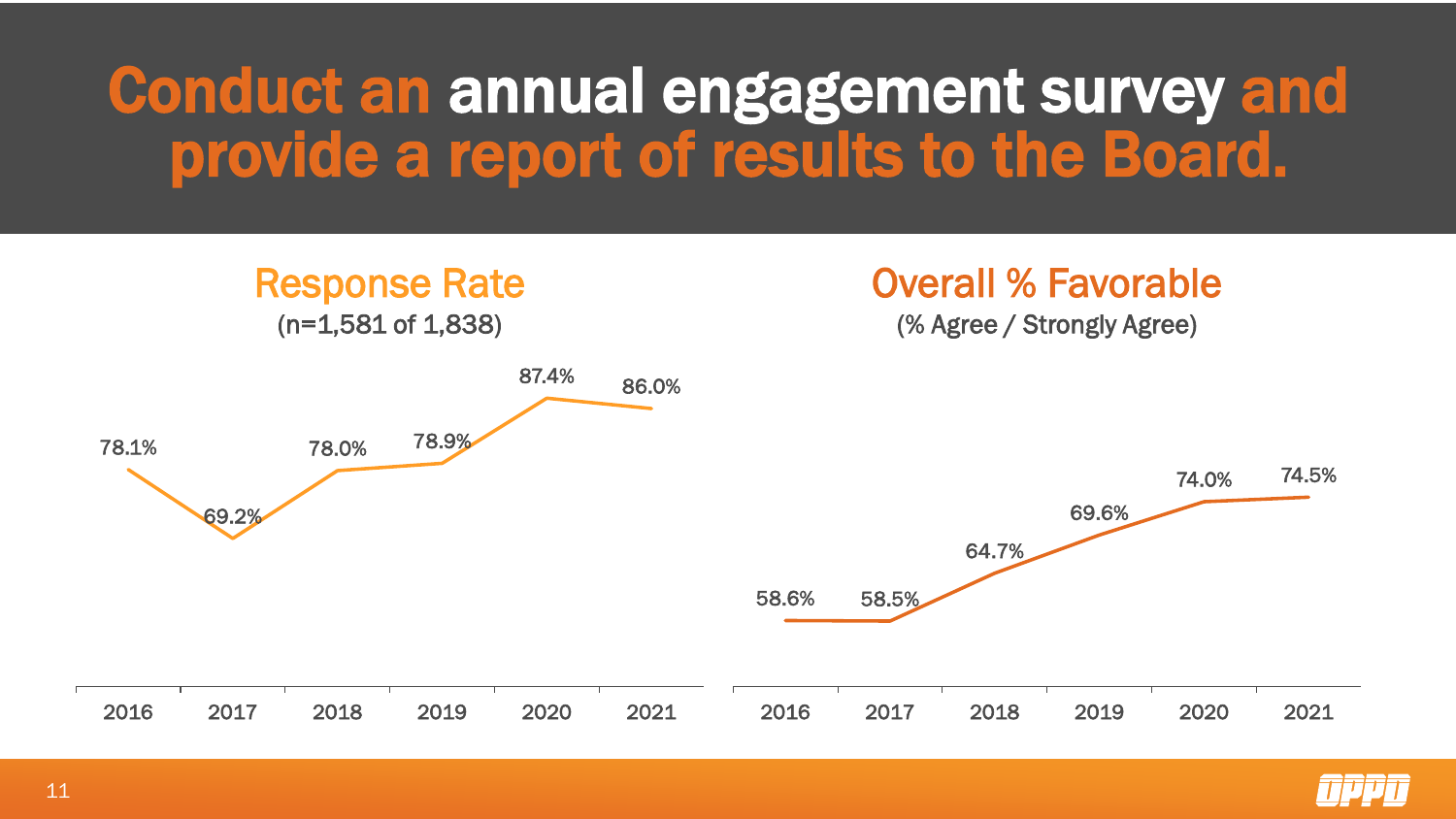# Conduct an annual engagement survey and provide a report of results to the Board.

## Response Rate

(n=1,581 of 1,838)

| 2016 | 2017 | 2018 | 2019 | 2020 | 2021 |
|---|---|---|---|---|---|
| 78.1% | 69.2% | 78.0% | 78.9% | 87.4% | 86.0% |

## Overall % Favorable

(% Agree / Strongly Agree)

| 2016 | 2017 | 2018 | 2019 | 2020 | 2021 |
|---|---|---|---|---|---|
| 58.6% | 58.5% | 64.7% | 69.6% | 74.0% | 74.5% |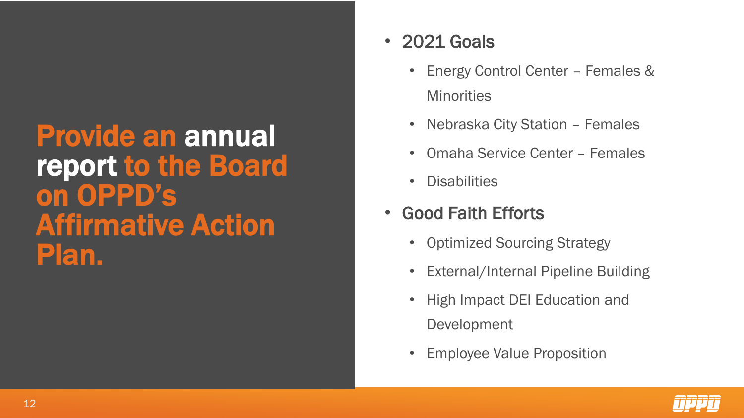# Provide an annual report to the Board on OPPD's Affirmative Action Plan.

- 2021 Goals
  - Energy Control Center – Females & Minorities
  - Nebraska City Station – Females
  - Omaha Service Center – Females
  - Disabilities
- Good Faith Efforts
  - Optimized Sourcing Strategy
  - External/Internal Pipeline Building
  - High Impact DEI Education and Development
  - Employee Value Proposition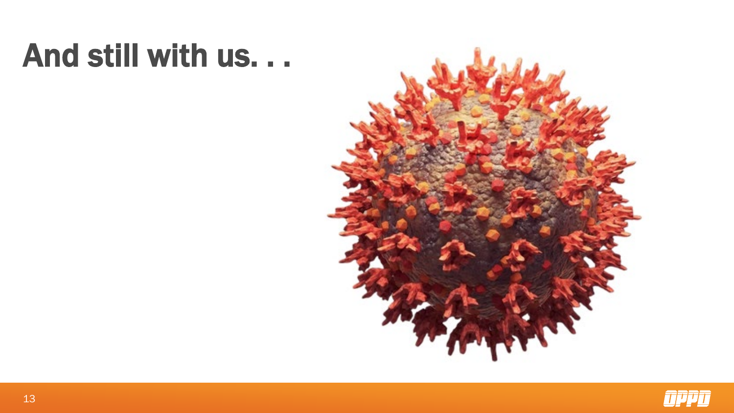# And still with us. . .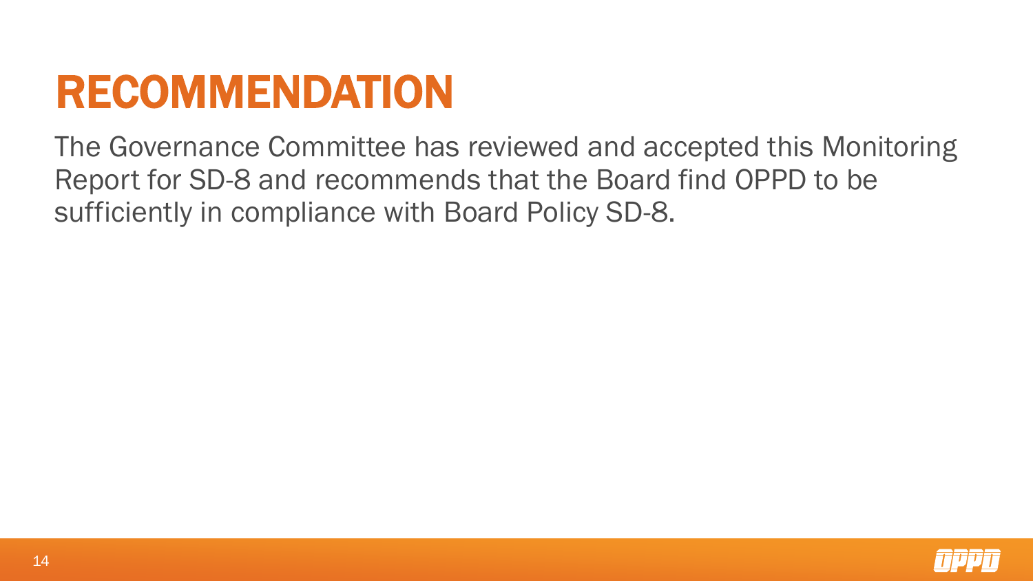# RECOMMENDATION

The Governance Committee has reviewed and accepted this Monitoring Report for SD-8 and recommends that the Board find OPPD to be sufficiently in compliance with Board Policy SD-8.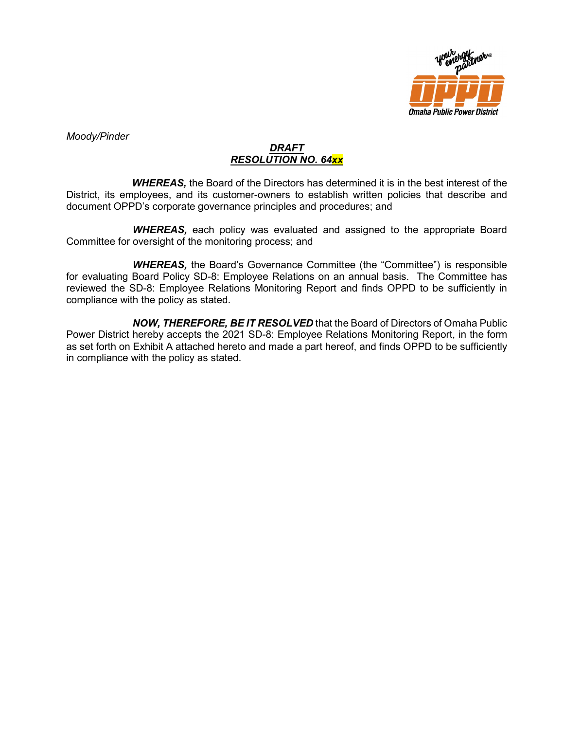*Moody/Pinder*

***DRAFT***
***RESOLUTION NO. 64xx***

***WHEREAS,*** the Board of the Directors has determined it is in the best interest of the District, its employees, and its customer-owners to establish written policies that describe and document OPPD's corporate governance principles and procedures; and

***WHEREAS,*** each policy was evaluated and assigned to the appropriate Board Committee for oversight of the monitoring process; and

***WHEREAS,*** the Board's Governance Committee (the "Committee") is responsible for evaluating Board Policy SD-8: Employee Relations on an annual basis. The Committee has reviewed the SD-8: Employee Relations Monitoring Report and finds OPPD to be sufficiently in compliance with the policy as stated.

***NOW, THEREFORE, BE IT RESOLVED*** that the Board of Directors of Omaha Public Power District hereby accepts the 2021 SD-8: Employee Relations Monitoring Report, in the form as set forth on Exhibit A attached hereto and made a part hereof, and finds OPPD to be sufficiently in compliance with the policy as stated.